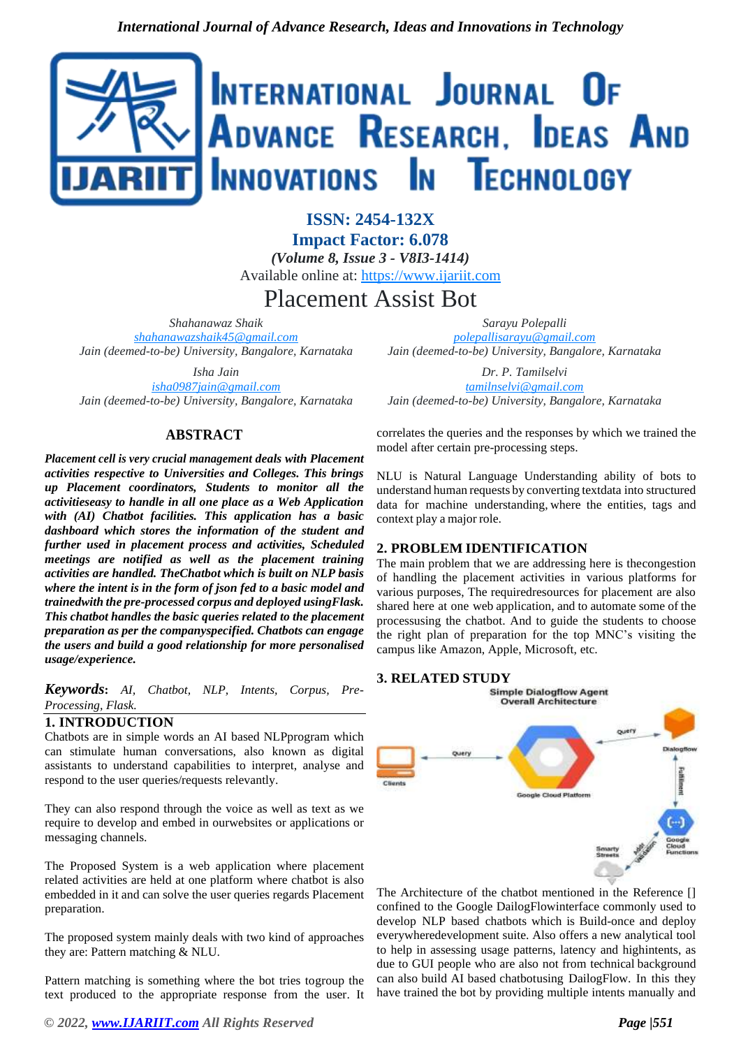# Placement Assist Bot

Shahanawaz Shaik
shahanawazshaik45@gmail.com
Jain (deemed-to-be) University, Bangalore, Karnataka

Sarayu Polepalli
polepallisarayu@gmail.com
Jain (deemed-to-be) University, Bangalore, Karnataka

Isha Jain
isha0987jain@gmail.com
Jain (deemed-to-be) University, Bangalore, Karnataka

Dr. P. Tamilselvi
tamilnselvi@gmail.com
Jain (deemed-to-be) University, Bangalore, Karnataka

## ABSTRACT

***Placement cell is very crucial management deals with Placement activities respective to Universities and Colleges. This brings up Placement coordinators, Students to monitor all the activitieseasy to handle in all one place as a Web Application with (AI) Chatbot facilities. This application has a basic dashboard which stores the information of the student and further used in placement process and activities, Scheduled meetings are notified as well as the placement training activities are handled. TheChatbot which is built on NLP basis where the intent is in the form of json fed to a basic model and trainedwith the pre-processed corpus and deployed usingFlask. This chatbot handles the basic queries related to the placement preparation as per the companyspecified. Chatbots can engage the users and build a good relationship for more personalised usage/experience.***

***Keywords***: *AI, Chatbot, NLP, Intents, Corpus, Pre-Processing, Flask.*

## 1. INTRODUCTION

Chatbots are in simple words an AI based NLPprogram which can stimulate human conversations, also known as digital assistants to understand capabilities to interpret, analyse and respond to the user queries/requests relevantly.

They can also respond through the voice as well as text as we require to develop and embed in ourwebsites or applications or messaging channels.

The Proposed System is a web application where placement related activities are held at one platform where chatbot is also embedded in it and can solve the user queries regards Placement preparation.

The proposed system mainly deals with two kind of approaches they are: Pattern matching & NLU.

Pattern matching is something where the bot tries togroup the text produced to the appropriate response from the user. It correlates the queries and the responses by which we trained the model after certain pre-processing steps.

NLU is Natural Language Understanding ability of bots to understand human requests by converting textdata into structured data for machine understanding, where the entities, tags and context play a major role.

## 2. PROBLEM IDENTIFICATION

The main problem that we are addressing here is thecongestion of handling the placement activities in various platforms for various purposes, The requiredresources for placement are also shared here at one web application, and to automate some of the processusing the chatbot. And to guide the students to choose the right plan of preparation for the top MNC's visiting the campus like Amazon, Apple, Microsoft, etc.

## 3. RELATED STUDY

Simple Dialogflow Agent
Overall Architecture

The Architecture of the chatbot mentioned in the Reference [] confined to the Google DailogFlowinterface commonly used to develop NLP based chatbots which is Build-once and deploy everywheredevelopment suite. Also offers a new analytical tool to help in assessing usage patterns, latency and highintents, as due to GUI people who are also not from technical background can also build AI based chatbotusing DailogFlow. In this they have trained the bot by providing multiple intents manually and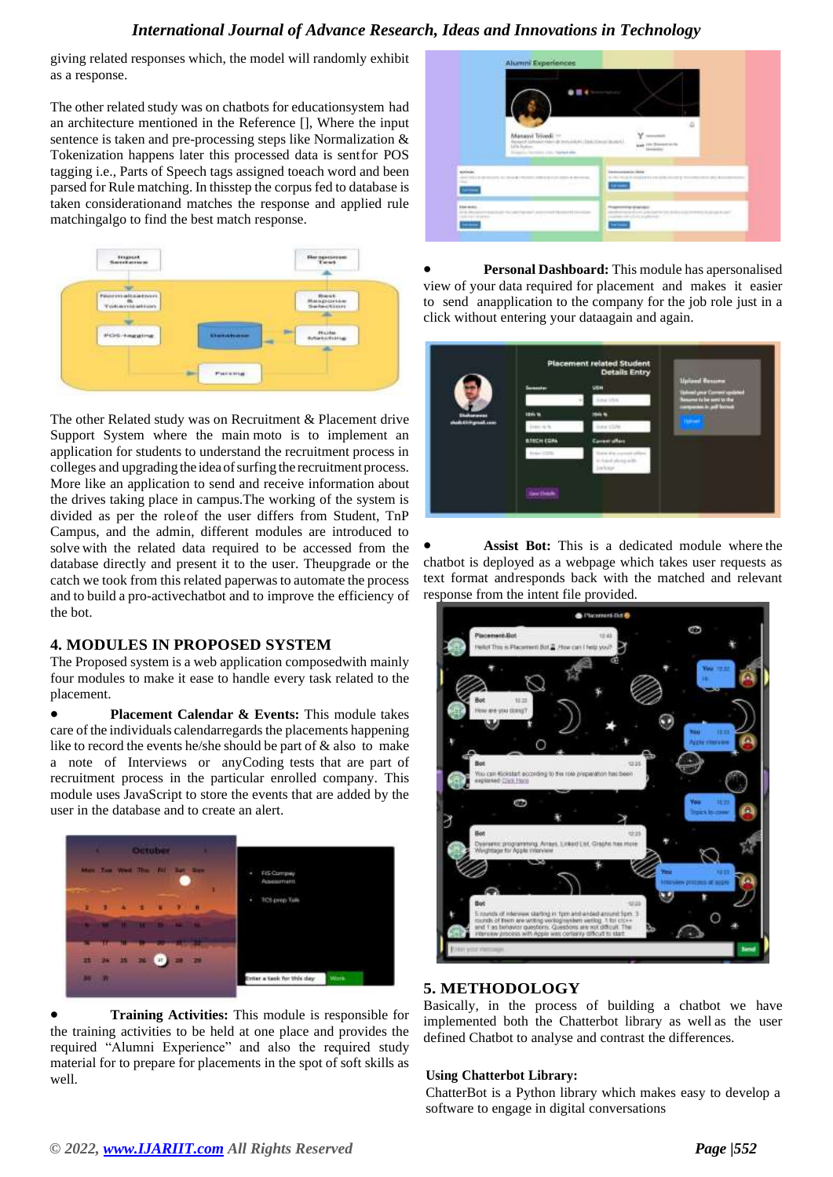giving related responses which, the model will randomly exhibit as a response.

The other related study was on chatbots for educationsystem had an architecture mentioned in the Reference [], Where the input sentence is taken and pre-processing steps like Normalization & Tokenization happens later this processed data is sentfor POS tagging i.e., Parts of Speech tags assigned toeach word and been parsed for Rule matching. In thisstep the corpus fed to database is taken considerationand matches the response and applied rule matchingalgo to find the best match response.

The other Related study was on Recruitment & Placement drive Support System where the main moto is to implement an application for students to understand the recruitment process in colleges and upgrading the idea of surfing the recruitment process. More like an application to send and receive information about the drives taking place in campus.The working of the system is divided as per the roleof the user differs from Student, TnP Campus, and the admin, different modules are introduced to solve with the related data required to be accessed from the database directly and present it to the user. Theupgrade or the catch we took from this related paperwas to automate the process and to build a pro-activechatbot and to improve the efficiency of the bot.

## 4. MODULES IN PROPOSED SYSTEM

The Proposed system is a web application composedwith mainly four modules to make it ease to handle every task related to the placement.

- **Placement Calendar & Events:** This module takes care of the individuals calendarregards the placements happening like to record the events he/she should be part of & also to make a note of Interviews or anyCoding tests that are part of recruitment process in the particular enrolled company. This module uses JavaScript to store the events that are added by the user in the database and to create an alert.

- **Training Activities:** This module is responsible for the training activities to be held at one place and provides the required "Alumni Experience" and also the required study material for to prepare for placements in the spot of soft skills as well.

- **Personal Dashboard:** This module has apersonalised view of your data required for placement and makes it easier to send anapplication to the company for the job role just in a click without entering your dataagain and again.

- **Assist Bot:** This is a dedicated module where the chatbot is deployed as a webpage which takes user requests as text format andresponds back with the matched and relevant response from the intent file provided.

## 5. METHODOLOGY

Basically, in the process of building a chatbot we have implemented both the Chatterbot library as well as the user defined Chatbot to analyse and contrast the differences.

**Using Chatterbot Library:**

ChatterBot is a Python library which makes easy to develop a software to engage in digital conversations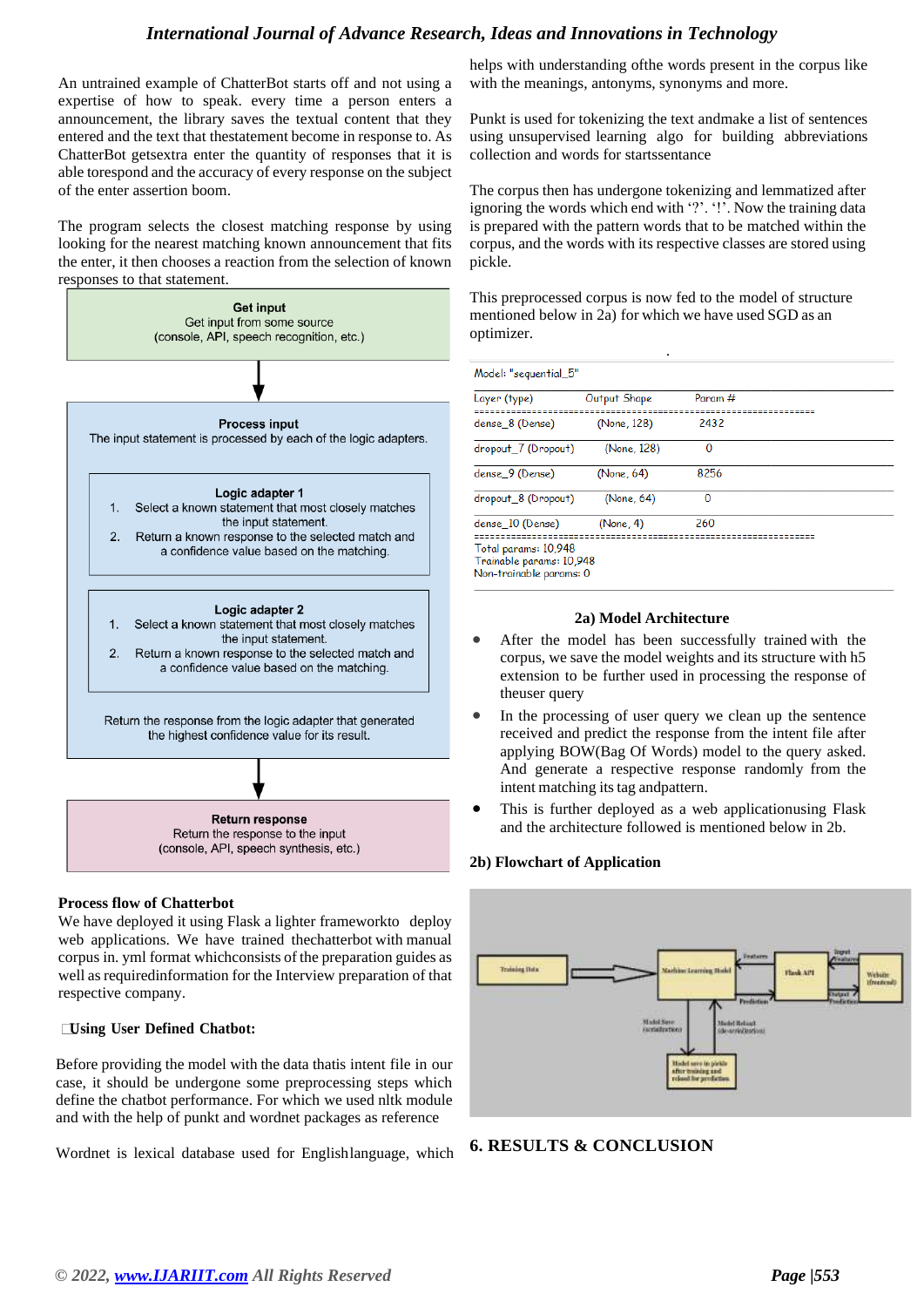An untrained example of ChatterBot starts off and not using a expertise of how to speak. every time a person enters a announcement, the library saves the textual content that they entered and the text that thestatement become in response to. As ChatterBot getsextra enter the quantity of responses that it is able torespond and the accuracy of every response on the subject of the enter assertion boom.

The program selects the closest matching response by using looking for the nearest matching known announcement that fits the enter, it then chooses a reaction from the selection of known responses to that statement.

**Get input**
Get input from some source
(console, API, speech recognition, etc.)

**Process input**
The input statement is processed by each of the logic adapters.

**Logic adapter 1**
1. Select a known statement that most closely matches the input statement.
2. Return a known response to the selected match and a confidence value based on the matching.

**Logic adapter 2**
1. Select a known statement that most closely matches the input statement.
2. Return a known response to the selected match and a confidence value based on the matching.

Return the response from the logic adapter that generated the highest confidence value for its result.

**Return response**
Return the response to the input
(console, API, speech synthesis, etc.)

**Process flow of Chatterbot**
We have deployed it using Flask a lighter frameworkto deploy web applications. We have trained thechatterbot with manual corpus in. yml format whichconsists of the preparation guides as well as requiredinformation for the Interview preparation of that respective company.

**Using User Defined Chatbot:**

Before providing the model with the data thatis intent file in our case, it should be undergone some preprocessing steps which define the chatbot performance. For which we used nltk module and with the help of punkt and wordnet packages as reference

Wordnet is lexical database used for Englishlanguage, which helps with understanding ofthe words present in the corpus like with the meanings, antonyms, synonyms and more.

Punkt is used for tokenizing the text andmake a list of sentences using unsupervised learning algo for building abbreviations collection and words for startssentance

The corpus then has undergone tokenizing and lemmatized after ignoring the words which end with '?'. '!'. Now the training data is prepared with the pattern words that to be matched within the corpus, and the words with its respective classes are stored using pickle.

This preprocessed corpus is now fed to the model of structure mentioned below in 2a) for which we have used SGD as an optimizer.

Model: "sequential_5"

| Layer (type) | Output Shape | Param # |
|---|---|---|
| dense_8 (Dense) | (None, 128) | 2432 |
| dropout_7 (Dropout) | (None, 128) | 0 |
| dense_9 (Dense) | (None, 64) | 8256 |
| dropout_8 (Dropout) | (None, 64) | 0 |
| dense_10 (Dense) | (None, 4) | 260 |

Total params: 10,948
Trainable params: 10,948
Non-trainable params: 0

**2a) Model Architecture**

- After the model has successfully trained with the corpus, we save the model weights and its structure with h5 extension to be further used in processing the response of theuser query
- In the processing of user query we clean up the sentence received and predict the response from the intent file after applying BOW(Bag Of Words) model to the query asked. And generate a respective response randomly from the intent matching its tag andpattern.
- This is further deployed as a web applicationusing Flask and the architecture followed is mentioned below in 2b.

**2b) Flowchart of Application**

## 6. RESULTS & CONCLUSION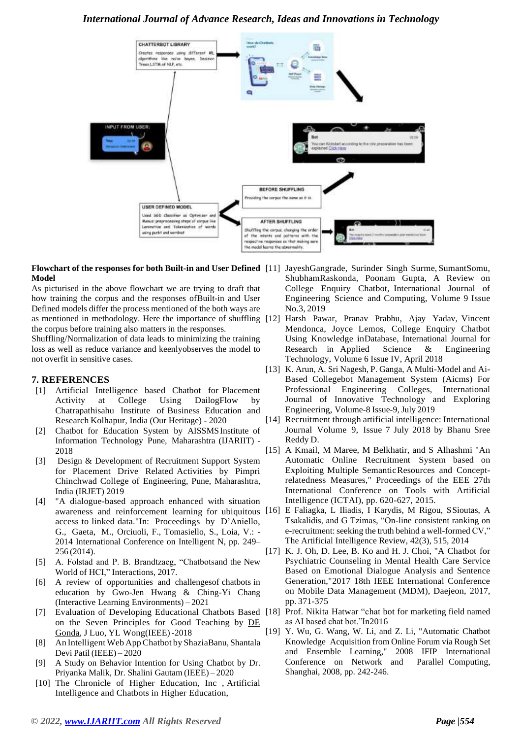CHATTERBOT LIBRARY

Creates responses using different ML algorithms like naive bayes, Decision Trees LSTM of NLP, etc.

INPUT FROM USER:

USER DEFINED MODEL

Used SGD Classifier as Optimizer and Manual preprocessing steps of corpus like Lemmatize and Tokenization of words using punkt and wordnet

BEFORE SHUFFLING

Providing the corpus the same as it is.

AFTER SHUFFLING

Shuffling the corpus, changing the order of the intents and patterns with the respective responses so that making sure the model learns the abnormality.

**Flowchart of the responses for both Built-in and User Defined Model**

As picturised in the above flowchart we are trying to draft that how training the corpus and the responses ofBuilt-in and User Defined models differ the process mentioned of the both ways are as mentioned in methodology. Here the importance of shuffling the corpus before training also matters in the responses.

Shuffling/Normalization of data leads to minimizing the training loss as well as reduce variance and keenlyobserves the model to not overfit in sensitive cases.

## 7. REFERENCES

[1] Artificial Intelligence based Chatbot for Placement Activity at College Using DailogFlow by Chatrapathisahu Institute of Business Education and Research Kolhapur, India (Our Heritage) - 2020

[2] Chatbot for Education System by AISSMS Institute of Information Technology Pune, Maharashtra (IJARIIT) - 2018

[3] Design & Development of Recruitment Support System for Placement Drive Related Activities by Pimpri Chinchwad College of Engineering, Pune, Maharashtra, India (IRJET) 2019

[4] "A dialogue-based approach enhanced with situation awareness and reinforcement learning for ubiquitous access to linked data."In: Proceedings by D'Aniello, G., Gaeta, M., Orciuoli, F., Tomasiello, S., Loia, V.: - 2014 International Conference on Intelligent N, pp. 249–256 (2014).

[5] A. Folstad and P. B. Brandtzaeg, "Chatbotsand the New World of HCI," Interactions, 2017.

[6] A review of opportunities and challengesof chatbots in education by Gwo-Jen Hwang & Ching-Yi Chang (Interactive Learning Environments) – 2021

[7] Evaluation of Developing Educational Chatbots Based on the Seven Principles for Good Teaching by DE Gonda, J Luo, YL Wong(IEEE) -2018

[8] An Intelligent Web App Chatbot by ShaziaBanu, Shantala Devi Patil (IEEE) – 2020

[9] A Study on Behavior Intention for Using Chatbot by Dr. Priyanka Malik, Dr. Shalini Gautam (IEEE) – 2020

[10] The Chronicle of Higher Education, Inc , Artificial Intelligence and Chatbots in Higher Education,

[11] JayeshGangrade, Surinder Singh Surme, SumantSomu, ShubhamRaskonda, Poonam Gupta, A Review on College Enquiry Chatbot, International Journal of Engineering Science and Computing, Volume 9 Issue No.3, 2019

[12] Harsh Pawar, Pranav Prabhu, Ajay Yadav, Vincent Mendonca, Joyce Lemos, College Enquiry Chatbot Using Knowledge inDatabase, International Journal for Research in Applied Science & Engineering Technology, Volume 6 Issue IV, April 2018

[13] K. Arun, A. Sri Nagesh, P. Ganga, A Multi-Model and Ai-Based Collegebot Management System (Aicms) For Professional Engineering Colleges, International Journal of Innovative Technology and Exploring Engineering, Volume-8 Issue-9, July 2019

[14] Recruitment through artificial intelligence: International Journal Volume 9, Issue 7 July 2018 by Bhanu Sree Reddy D.

[15] A Kmail, M Maree, M Belkhatir, and S Alhashmi "An Automatic Online Recruitment System based on Exploiting Multiple SemanticResources and Concept-relatedness Measures," Proceedings of the EEE 27th International Conference on Tools with Artificial Intelligence (ICTAI), pp. 620-627, 2015.

[16] E Faliagka, L Iliadis, I Karydis, M Rigou, SSioutas, A Tsakalidis, and G Tzimas, "On-line consistent ranking on e-recruitment: seeking the truth behind a well-formed CV," The Artificial Intelligence Review, 42(3), 515, 2014

[17] K. J. Oh, D. Lee, B. Ko and H. J. Choi, "A Chatbot for Psychiatric Counseling in Mental Health Care Service Based on Emotional Dialogue Analysis and Sentence Generation,"2017 18th IEEE International Conference on Mobile Data Management (MDM), Daejeon, 2017, pp. 371-375

[18] Prof. Nikita Hatwar "chat bot for marketing field named as AI based chat bot."In2016

[19] Y. Wu, G. Wang, W. Li, and Z. Li, "Automatic Chatbot Knowledge Acquisition from Online Forum via Rough Set and Ensemble Learning," 2008 IFIP International Conference on Network and Parallel Computing, Shanghai, 2008, pp. 242-246.